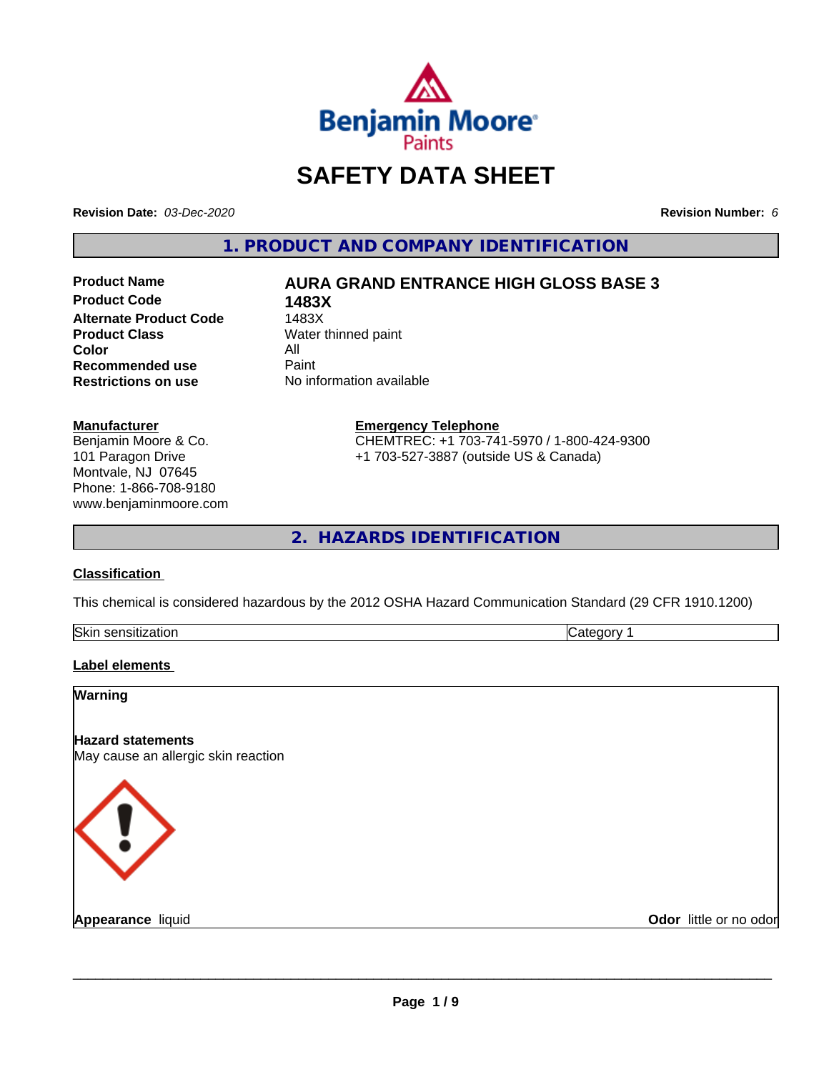Benjamin Moore Paints

# SAFETY DATA SHEET

**Revision Date:** *03-Dec-2020* **Revision Number:** *6*

## 1. PRODUCT AND COMPANY IDENTIFICATION

| | |
|---|---|
| **Product Name** | **AURA GRAND ENTRANCE HIGH GLOSS BASE 3** |
| **Product Code** | **1483X** |
| **Alternate Product Code** | 1483X |
| **Product Class** | Water thinned paint |
| **Color** | All |
| **Recommended use** | Paint |
| **Restrictions on use** | No information available |

**Manufacturer**
Benjamin Moore & Co.
101 Paragon Drive
Montvale, NJ 07645
Phone: 1-866-708-9180
www.benjaminmoore.com

**Emergency Telephone**
CHEMTREC: +1 703-741-5970 / 1-800-424-9300
+1 703-527-3887 (outside US & Canada)

## 2. HAZARDS IDENTIFICATION

### Classification

This chemical is considered hazardous by the 2012 OSHA Hazard Communication Standard (29 CFR 1910.1200)

| | |
|---|---|
| Skin sensitization | Category 1 |

### Label elements

**Warning**

**Hazard statements**
May cause an allergic skin reaction

**Appearance** liquid **Odor** little or no odor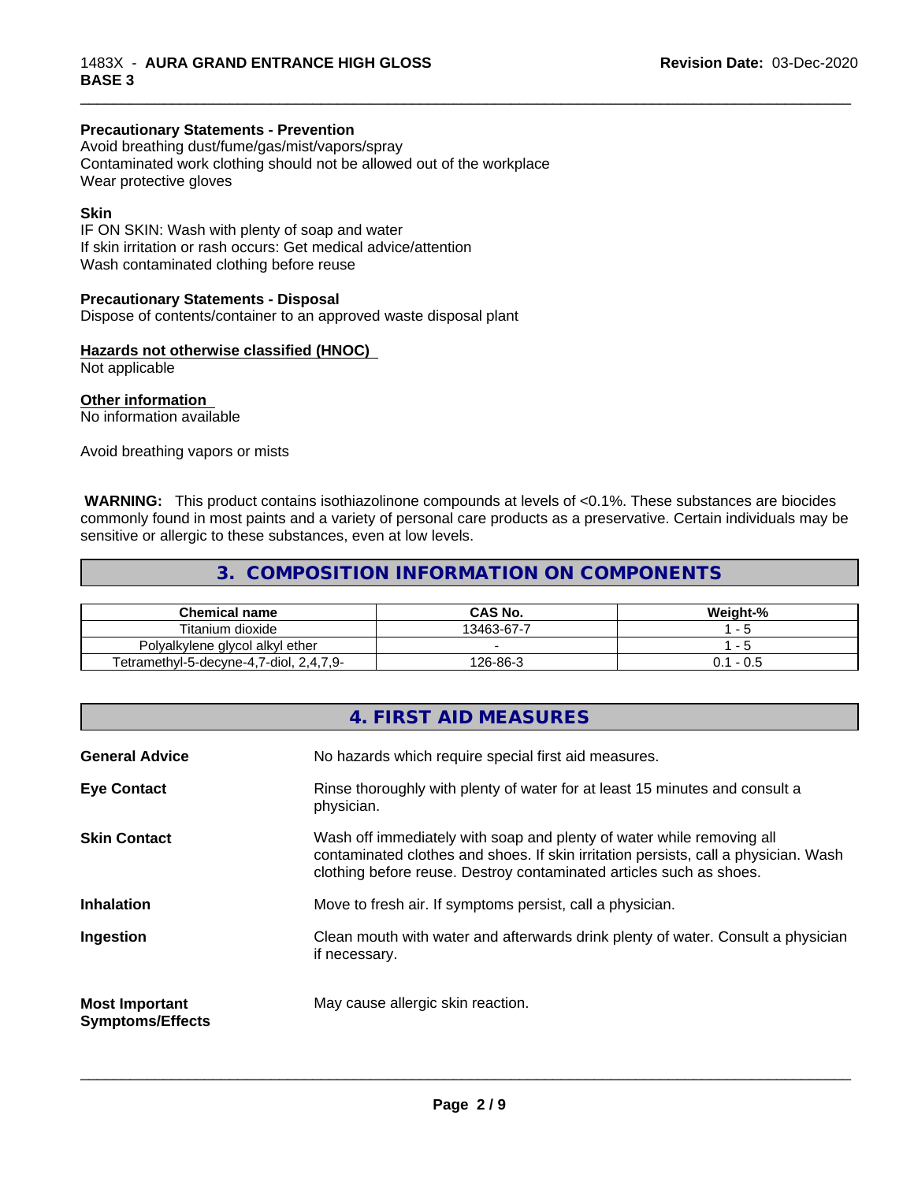**Precautionary Statements - Prevention**
Avoid breathing dust/fume/gas/mist/vapors/spray
Contaminated work clothing should not be allowed out of the workplace
Wear protective gloves

**Skin**
IF ON SKIN: Wash with plenty of soap and water
If skin irritation or rash occurs: Get medical advice/attention
Wash contaminated clothing before reuse

**Precautionary Statements - Disposal**
Dispose of contents/container to an approved waste disposal plant

**Hazards not otherwise classified (HNOC)**
Not applicable

**Other information**
No information available

Avoid breathing vapors or mists

**WARNING:** This product contains isothiazolinone compounds at levels of <0.1%. These substances are biocides commonly found in most paints and a variety of personal care products as a preservative. Certain individuals may be sensitive or allergic to these substances, even at low levels.

## 3. COMPOSITION INFORMATION ON COMPONENTS

| Chemical name | CAS No. | Weight-% |
|---|---|---|
| Titanium dioxide | 13463-67-7 | 1 - 5 |
| Polyalkylene glycol alkyl ether | - | 1 - 5 |
| Tetramethyl-5-decyne-4,7-diol, 2,4,7,9- | 126-86-3 | 0.1 - 0.5 |

## 4. FIRST AID MEASURES

**General Advice**
No hazards which require special first aid measures.

**Eye Contact**
Rinse thoroughly with plenty of water for at least 15 minutes and consult a physician.

**Skin Contact**
Wash off immediately with soap and plenty of water while removing all contaminated clothes and shoes. If skin irritation persists, call a physician. Wash clothing before reuse. Destroy contaminated articles such as shoes.

**Inhalation**
Move to fresh air. If symptoms persist, call a physician.

**Ingestion**
Clean mouth with water and afterwards drink plenty of water. Consult a physician if necessary.

**Most Important Symptoms/Effects**
May cause allergic skin reaction.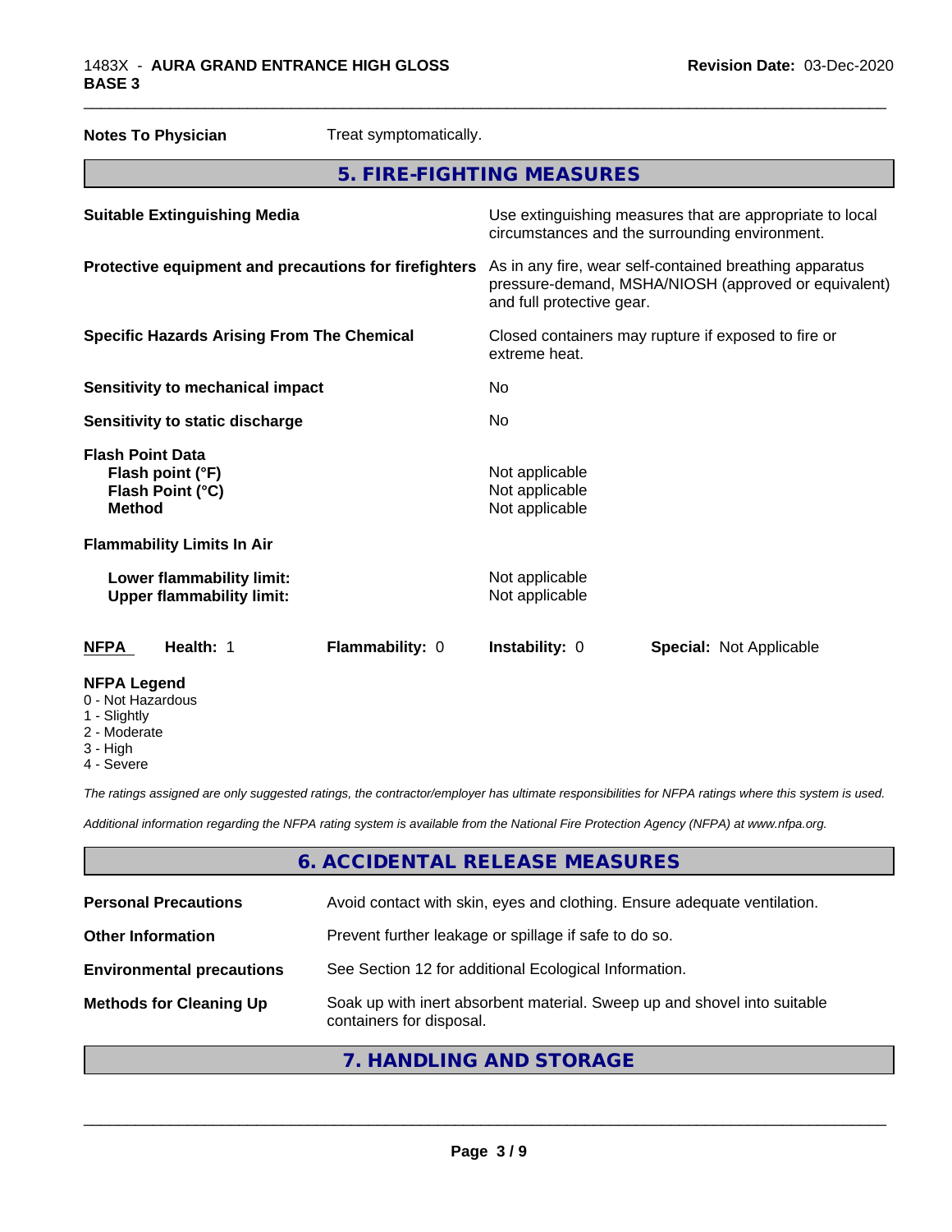**Notes To Physician** Treat symptomatically.

## 5. FIRE-FIGHTING MEASURES

| | |
|---|---|
| **Suitable Extinguishing Media** | Use extinguishing measures that are appropriate to local circumstances and the surrounding environment. |
| **Protective equipment and precautions for firefighters** | As in any fire, wear self-contained breathing apparatus pressure-demand, MSHA/NIOSH (approved or equivalent) and full protective gear. |
| **Specific Hazards Arising From The Chemical** | Closed containers may rupture if exposed to fire or extreme heat. |
| **Sensitivity to mechanical impact** | No |
| **Sensitivity to static discharge** | No |

**Flash Point Data**

| | |
|---|---|
| **Flash point (°F)** | Not applicable |
| **Flash Point (°C)** | Not applicable |
| **Method** | Not applicable |

**Flammability Limits In Air**

| | |
|---|---|
| **Lower flammability limit:** | Not applicable |
| **Upper flammability limit:** | Not applicable |

| NFPA | Health: 1 | Flammability: 0 | Instability: 0 | Special: Not Applicable |
|---|---|---|---|---|

**NFPA Legend**
- 0 - Not Hazardous
- 1 - Slightly
- 2 - Moderate
- 3 - High
- 4 - Severe

*The ratings assigned are only suggested ratings, the contractor/employer has ultimate responsibilities for NFPA ratings where this system is used.*

*Additional information regarding the NFPA rating system is available from the National Fire Protection Agency (NFPA) at www.nfpa.org.*

## 6. ACCIDENTAL RELEASE MEASURES

| | |
|---|---|
| **Personal Precautions** | Avoid contact with skin, eyes and clothing. Ensure adequate ventilation. |
| **Other Information** | Prevent further leakage or spillage if safe to do so. |
| **Environmental precautions** | See Section 12 for additional Ecological Information. |
| **Methods for Cleaning Up** | Soak up with inert absorbent material. Sweep up and shovel into suitable containers for disposal. |

## 7. HANDLING AND STORAGE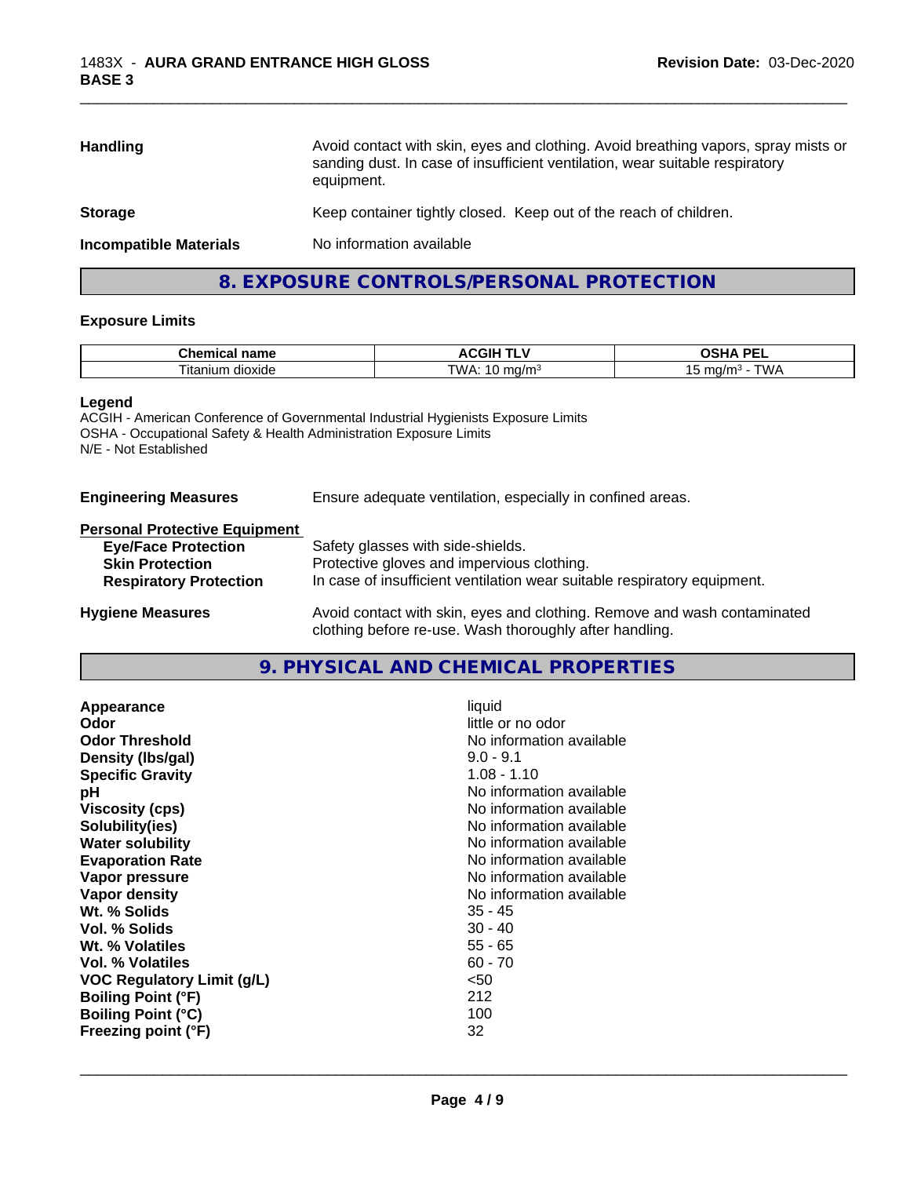| | |
|---|---|
| **Handling** | Avoid contact with skin, eyes and clothing. Avoid breathing vapors, spray mists or sanding dust. In case of insufficient ventilation, wear suitable respiratory equipment. |
| **Storage** | Keep container tightly closed. Keep out of the reach of children. |
| **Incompatible Materials** | No information available |

## 8. EXPOSURE CONTROLS/PERSONAL PROTECTION

### Exposure Limits

| Chemical name | ACGIH TLV | OSHA PEL |
|---|---|---|
| Titanium dioxide | TWA: 10 mg/m³ | 15 mg/m³ - TWA |

**Legend**
ACGIH - American Conference of Governmental Industrial Hygienists Exposure Limits
OSHA - Occupational Safety & Health Administration Exposure Limits
N/E - Not Established

**Engineering Measures** Ensure adequate ventilation, especially in confined areas.

**Personal Protective Equipment**

| | |
|---|---|
| **Eye/Face Protection** | Safety glasses with side-shields. |
| **Skin Protection** | Protective gloves and impervious clothing. |
| **Respiratory Protection** | In case of insufficient ventilation wear suitable respiratory equipment. |

**Hygiene Measures** Avoid contact with skin, eyes and clothing. Remove and wash contaminated clothing before re-use. Wash thoroughly after handling.

## 9. PHYSICAL AND CHEMICAL PROPERTIES

| | |
|---|---|
| **Appearance** | liquid |
| **Odor** | little or no odor |
| **Odor Threshold** | No information available |
| **Density (lbs/gal)** | 9.0 - 9.1 |
| **Specific Gravity** | 1.08 - 1.10 |
| **pH** | No information available |
| **Viscosity (cps)** | No information available |
| **Solubility(ies)** | No information available |
| **Water solubility** | No information available |
| **Evaporation Rate** | No information available |
| **Vapor pressure** | No information available |
| **Vapor density** | No information available |
| **Wt. % Solids** | 35 - 45 |
| **Vol. % Solids** | 30 - 40 |
| **Wt. % Volatiles** | 55 - 65 |
| **Vol. % Volatiles** | 60 - 70 |
| **VOC Regulatory Limit (g/L)** | <50 |
| **Boiling Point (°F)** | 212 |
| **Boiling Point (°C)** | 100 |
| **Freezing point (°F)** | 32 |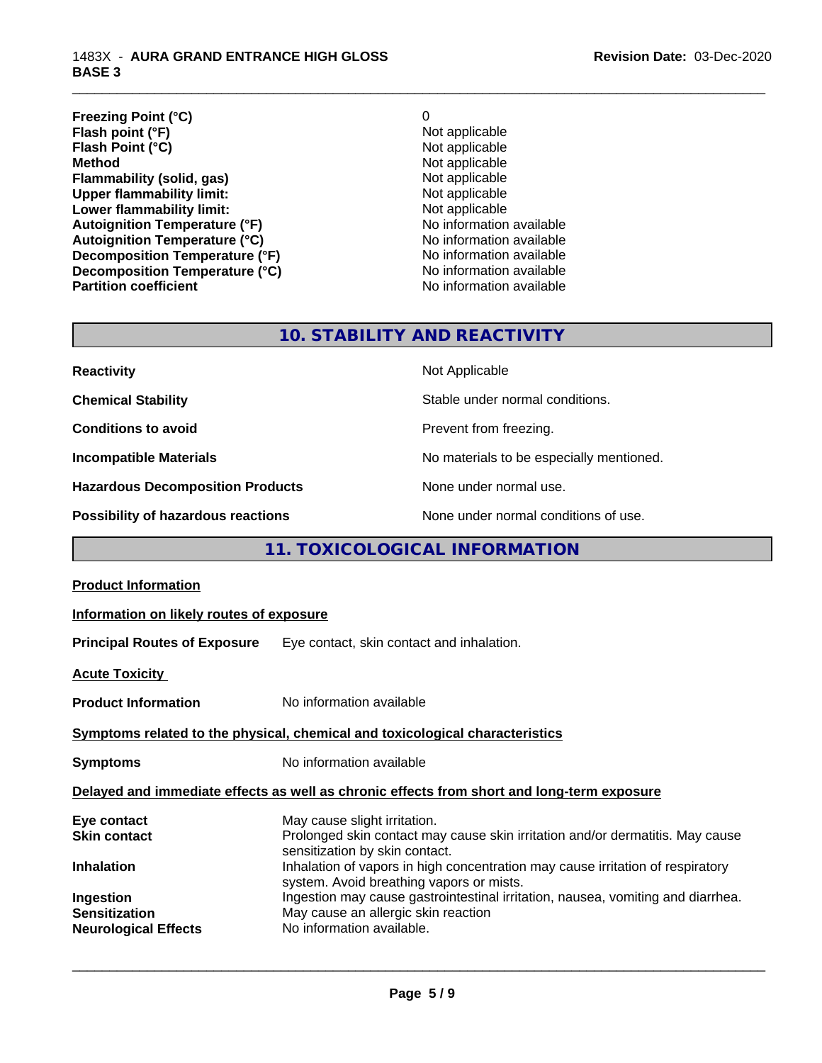| | |
|---|---|
| **Freezing Point (°C)** | 0 |
| **Flash point (°F)** | Not applicable |
| **Flash Point (°C)** | Not applicable |
| **Method** | Not applicable |
| **Flammability (solid, gas)** | Not applicable |
| **Upper flammability limit:** | Not applicable |
| **Lower flammability limit:** | Not applicable |
| **Autoignition Temperature (°F)** | No information available |
| **Autoignition Temperature (°C)** | No information available |
| **Decomposition Temperature (°F)** | No information available |
| **Decomposition Temperature (°C)** | No information available |
| **Partition coefficient** | No information available |

## 10. STABILITY AND REACTIVITY

| | |
|---|---|
| **Reactivity** | Not Applicable |
| **Chemical Stability** | Stable under normal conditions. |
| **Conditions to avoid** | Prevent from freezing. |
| **Incompatible Materials** | No materials to be especially mentioned. |
| **Hazardous Decomposition Products** | None under normal use. |
| **Possibility of hazardous reactions** | None under normal conditions of use. |

## 11. TOXICOLOGICAL INFORMATION

**Product Information**

**Information on likely routes of exposure**

**Principal Routes of Exposure** Eye contact, skin contact and inhalation.

**Acute Toxicity**

**Product Information** No information available

**Symptoms related to the physical, chemical and toxicological characteristics**

**Symptoms** No information available

**Delayed and immediate effects as well as chronic effects from short and long-term exposure**

| | |
|---|---|
| **Eye contact** | May cause slight irritation. |
| **Skin contact** | Prolonged skin contact may cause skin irritation and/or dermatitis. May cause sensitization by skin contact. |
| **Inhalation** | Inhalation of vapors in high concentration may cause irritation of respiratory system. Avoid breathing vapors or mists. |
| **Ingestion** | Ingestion may cause gastrointestinal irritation, nausea, vomiting and diarrhea. |
| **Sensitization** | May cause an allergic skin reaction |
| **Neurological Effects** | No information available. |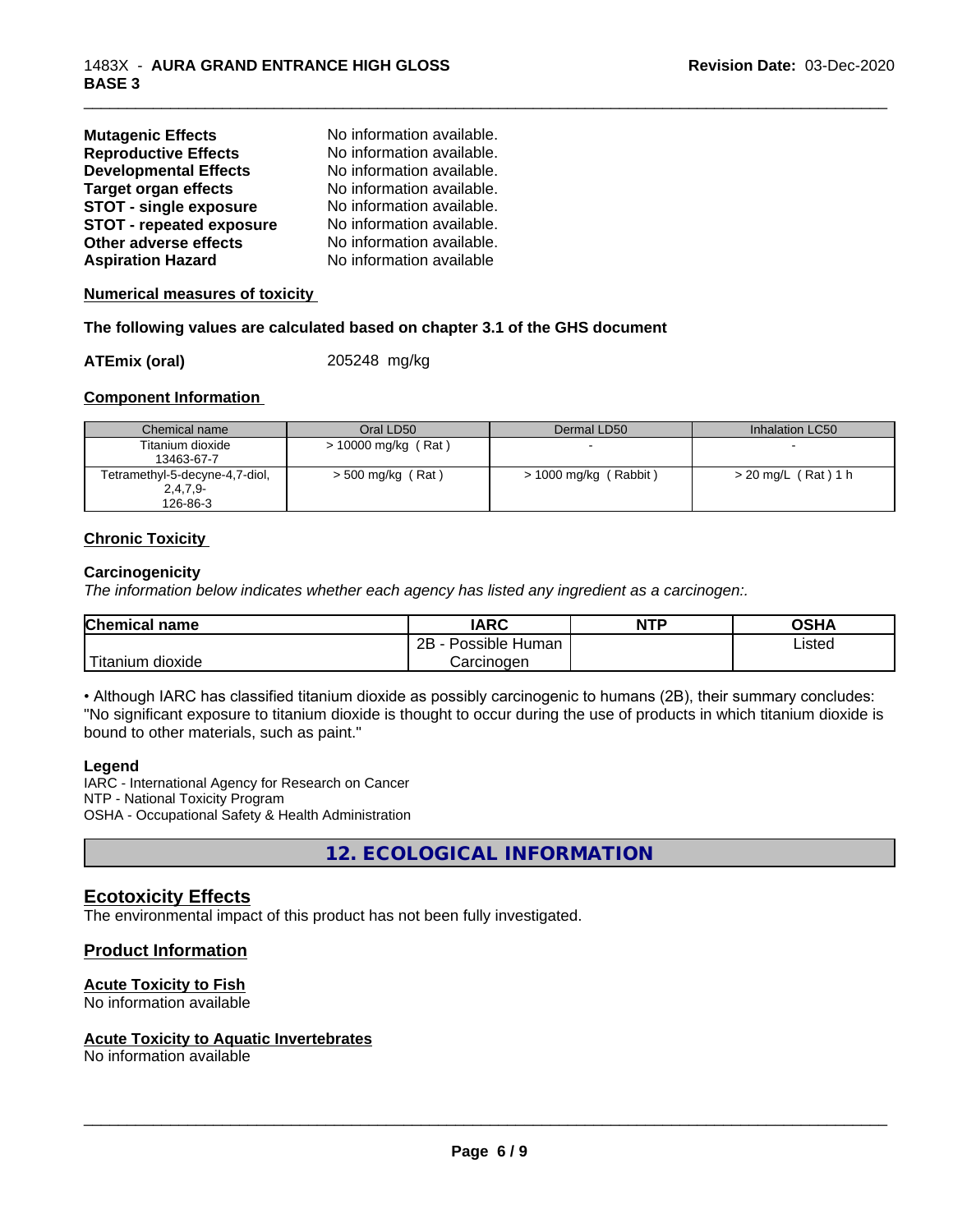| | |
|---|---|
| **Mutagenic Effects** | No information available. |
| **Reproductive Effects** | No information available. |
| **Developmental Effects** | No information available. |
| **Target organ effects** | No information available. |
| **STOT - single exposure** | No information available. |
| **STOT - repeated exposure** | No information available. |
| **Other adverse effects** | No information available. |
| **Aspiration Hazard** | No information available |

**Numerical measures of toxicity**

**The following values are calculated based on chapter 3.1 of the GHS document**

**ATEmix (oral)** 205248 mg/kg

**Component Information**

| Chemical name | Oral LD50 | Dermal LD50 | Inhalation LC50 |
|---|---|---|---|
| Titanium dioxide 13463-67-7 | > 10000 mg/kg ( Rat ) | - | - |
| Tetramethyl-5-decyne-4,7-diol, 2,4,7,9- 126-86-3 | > 500 mg/kg ( Rat ) | > 1000 mg/kg ( Rabbit ) | > 20 mg/L ( Rat ) 1 h |

**Chronic Toxicity**

**Carcinogenicity**

*The information below indicates whether each agency has listed any ingredient as a carcinogen:.*

| Chemical name | IARC | NTP | OSHA |
|---|---|---|---|
| Titanium dioxide | 2B - Possible Human Carcinogen | | Listed |

• Although IARC has classified titanium dioxide as possibly carcinogenic to humans (2B), their summary concludes: "No significant exposure to titanium dioxide is thought to occur during the use of products in which titanium dioxide is bound to other materials, such as paint."

**Legend**

IARC - International Agency for Research on Cancer
NTP - National Toxicity Program
OSHA - Occupational Safety & Health Administration

## 12. ECOLOGICAL INFORMATION

### Ecotoxicity Effects

The environmental impact of this product has not been fully investigated.

### Product Information

**Acute Toxicity to Fish**

No information available

**Acute Toxicity to Aquatic Invertebrates**

No information available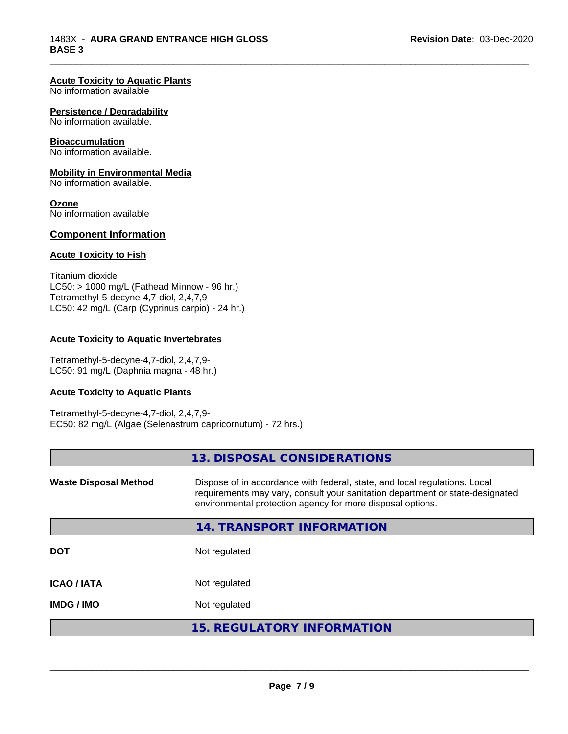**Acute Toxicity to Aquatic Plants**
No information available

**Persistence / Degradability**
No information available.

**Bioaccumulation**
No information available.

**Mobility in Environmental Media**
No information available.

**Ozone**
No information available

## Component Information

**Acute Toxicity to Fish**

Titanium dioxide
LC50: > 1000 mg/L (Fathead Minnow - 96 hr.)
Tetramethyl-5-decyne-4,7-diol, 2,4,7,9-
LC50: 42 mg/L (Carp (Cyprinus carpio) - 24 hr.)

**Acute Toxicity to Aquatic Invertebrates**

Tetramethyl-5-decyne-4,7-diol, 2,4,7,9-
LC50: 91 mg/L (Daphnia magna - 48 hr.)

**Acute Toxicity to Aquatic Plants**

Tetramethyl-5-decyne-4,7-diol, 2,4,7,9-
EC50: 82 mg/L (Algae (Selenastrum capricornutum) - 72 hrs.)

## 13. DISPOSAL CONSIDERATIONS

| | |
|---|---|
| **Waste Disposal Method** | Dispose of in accordance with federal, state, and local regulations. Local requirements may vary, consult your sanitation department or state-designated environmental protection agency for more disposal options. |

## 14. TRANSPORT INFORMATION

| | |
|---|---|
| **DOT** | Not regulated |
| **ICAO / IATA** | Not regulated |
| **IMDG / IMO** | Not regulated |

## 15. REGULATORY INFORMATION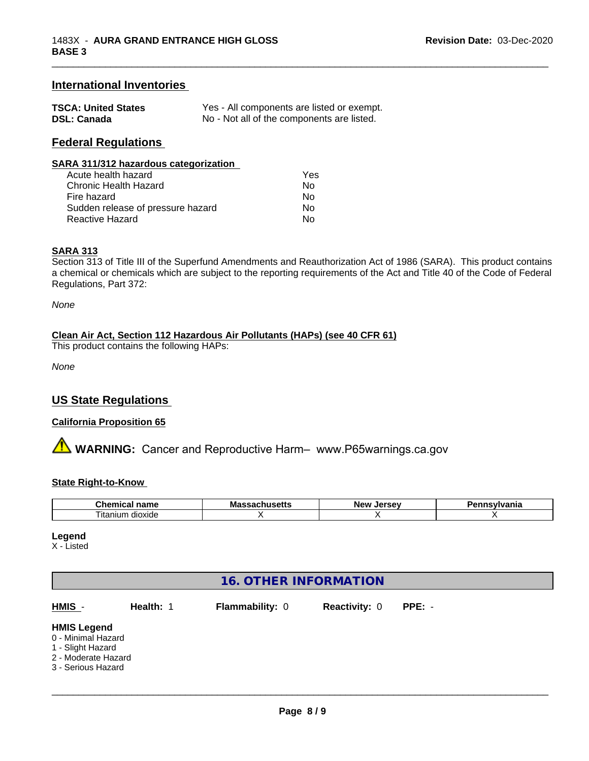## International Inventories

| | |
|---|---|
| **TSCA: United States** | Yes - All components are listed or exempt. |
| **DSL: Canada** | No - Not all of the components are listed. |

## Federal Regulations

### SARA 311/312 hazardous categorization

| | |
|---|---|
| Acute health hazard | Yes |
| Chronic Health Hazard | No |
| Fire hazard | No |
| Sudden release of pressure hazard | No |
| Reactive Hazard | No |

### SARA 313

Section 313 of Title III of the Superfund Amendments and Reauthorization Act of 1986 (SARA). This product contains a chemical or chemicals which are subject to the reporting requirements of the Act and Title 40 of the Code of Federal Regulations, Part 372:

*None*

### Clean Air Act, Section 112 Hazardous Air Pollutants (HAPs) (see 40 CFR 61)

This product contains the following HAPs:

*None*

## US State Regulations

### California Proposition 65

⚠ **WARNING:** Cancer and Reproductive Harm– www.P65warnings.ca.gov

### State Right-to-Know

| Chemical name | Massachusetts | New Jersey | Pennsylvania |
|---|---|---|---|
| Titanium dioxide | X | X | X |

**Legend**
X - Listed

## 16. OTHER INFORMATION

**HMIS** - **Health:** 1 **Flammability:** 0 **Reactivity:** 0 **PPE:** -

**HMIS Legend**
0 - Minimal Hazard
1 - Slight Hazard
2 - Moderate Hazard
3 - Serious Hazard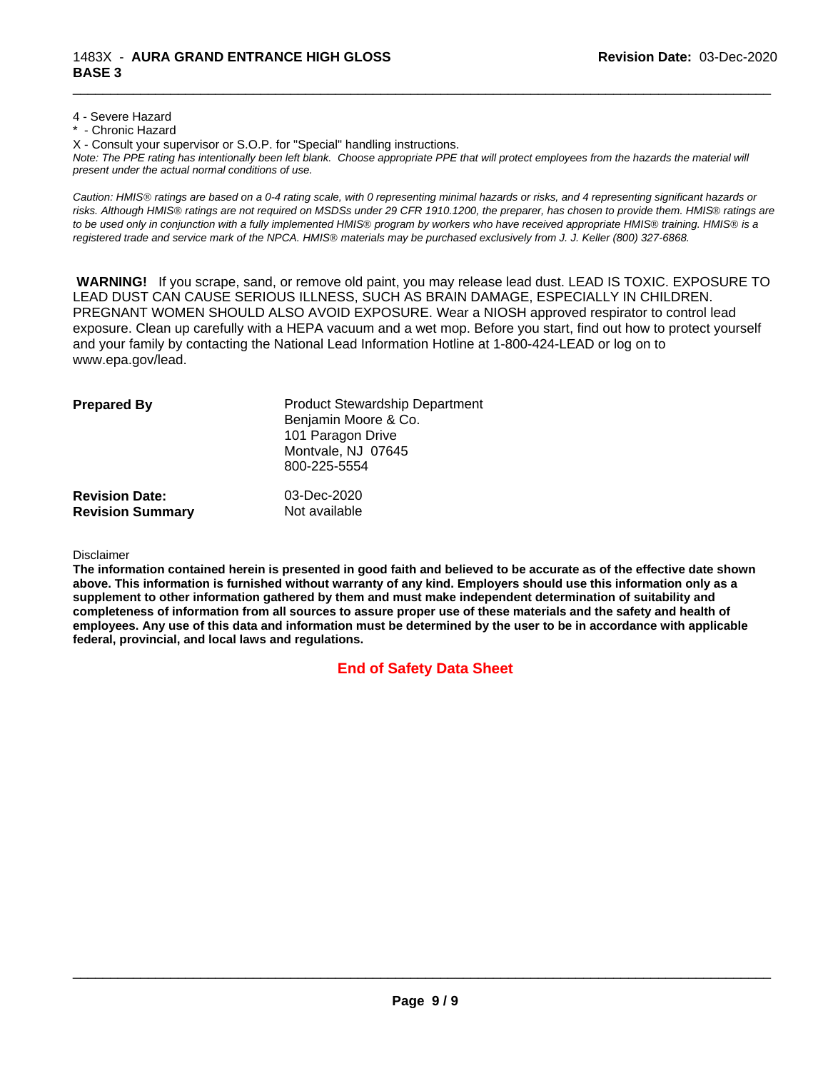4 - Severe Hazard
* - Chronic Hazard
X - Consult your supervisor or S.O.P. for "Special" handling instructions.
*Note: The PPE rating has intentionally been left blank. Choose appropriate PPE that will protect employees from the hazards the material will present under the actual normal conditions of use.*

*Caution: HMIS® ratings are based on a 0-4 rating scale, with 0 representing minimal hazards or risks, and 4 representing significant hazards or risks. Although HMIS® ratings are not required on MSDSs under 29 CFR 1910.1200, the preparer, has chosen to provide them. HMIS® ratings are to be used only in conjunction with a fully implemented HMIS® program by workers who have received appropriate HMIS® training. HMIS® is a registered trade and service mark of the NPCA. HMIS® materials may be purchased exclusively from J. J. Keller (800) 327-6868.*

**WARNING!** If you scrape, sand, or remove old paint, you may release lead dust. LEAD IS TOXIC. EXPOSURE TO LEAD DUST CAN CAUSE SERIOUS ILLNESS, SUCH AS BRAIN DAMAGE, ESPECIALLY IN CHILDREN. PREGNANT WOMEN SHOULD ALSO AVOID EXPOSURE. Wear a NIOSH approved respirator to control lead exposure. Clean up carefully with a HEPA vacuum and a wet mop. Before you start, find out how to protect yourself and your family by contacting the National Lead Information Hotline at 1-800-424-LEAD or log on to www.epa.gov/lead.

| | |
|---|---|
| **Prepared By** | Product Stewardship Department<br>Benjamin Moore & Co.<br>101 Paragon Drive<br>Montvale, NJ 07645<br>800-225-5554 |
| **Revision Date:** | 03-Dec-2020 |
| **Revision Summary** | Not available |

Disclaimer

**The information contained herein is presented in good faith and believed to be accurate as of the effective date shown above. This information is furnished without warranty of any kind. Employers should use this information only as a supplement to other information gathered by them and must make independent determination of suitability and completeness of information from all sources to assure proper use of these materials and the safety and health of employees. Any use of this data and information must be determined by the user to be in accordance with applicable federal, provincial, and local laws and regulations.**

**End of Safety Data Sheet**